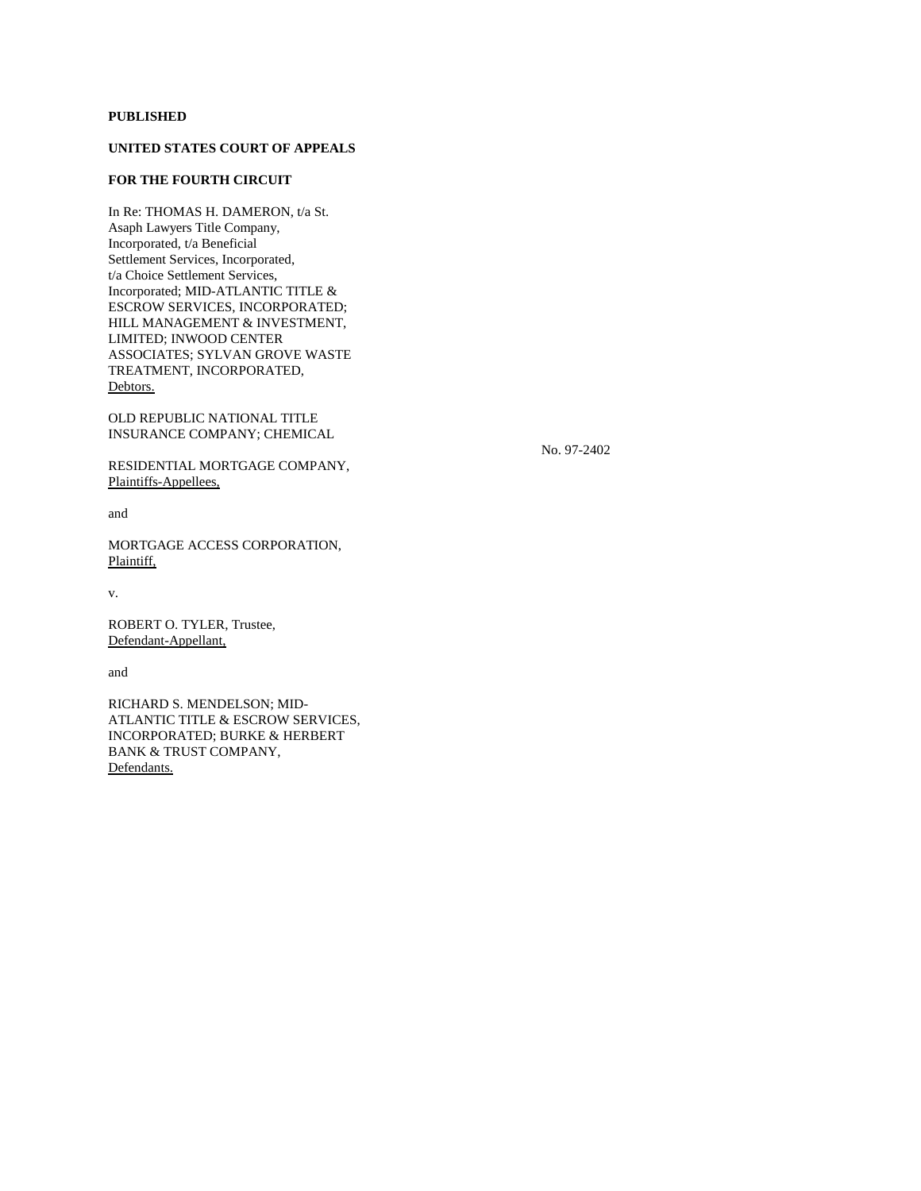**PUBLISHED**

**UNITED STATES COURT OF APPEALS**

**FOR THE FOURTH CIRCUIT**

In Re: THOMAS H. DAMERON, t/a St. Asaph Lawyers Title Company, Incorporated, t/a Beneficial Settlement Services, Incorporated, t/a Choice Settlement Services, Incorporated; MID-ATLANTIC TITLE & ESCROW SERVICES, INCORPORATED; HILL MANAGEMENT & INVESTMENT, LIMITED; INWOOD CENTER ASSOCIATES; SYLVAN GROVE WASTE TREATMENT, INCORPORATED,
Debtors.

OLD REPUBLIC NATIONAL TITLE INSURANCE COMPANY; CHEMICAL RESIDENTIAL MORTGAGE COMPANY,
Plaintiffs-Appellees,

No. 97-2402

and

MORTGAGE ACCESS CORPORATION,
Plaintiff,

v.

ROBERT O. TYLER, Trustee,
Defendant-Appellant,

and

RICHARD S. MENDELSON; MID-ATLANTIC TITLE & ESCROW SERVICES, INCORPORATED; BURKE & HERBERT BANK & TRUST COMPANY,
Defendants.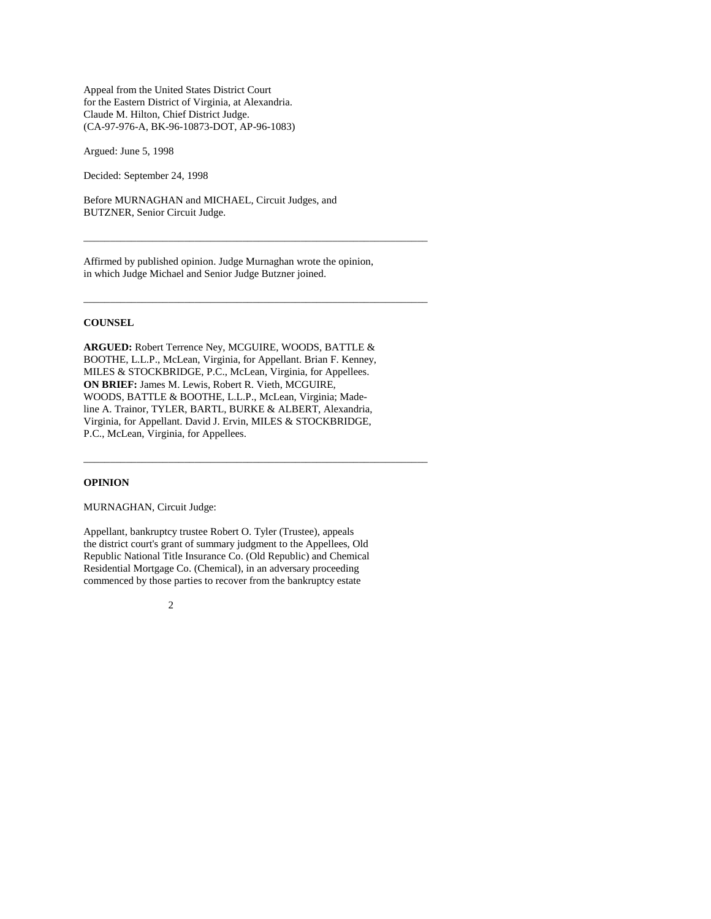Appeal from the United States District Court
for the Eastern District of Virginia, at Alexandria.
Claude M. Hilton, Chief District Judge.
(CA-97-976-A, BK-96-10873-DOT, AP-96-1083)

Argued: June 5, 1998

Decided: September 24, 1998

Before MURNAGHAN and MICHAEL, Circuit Judges, and
BUTZNER, Senior Circuit Judge.

---

Affirmed by published opinion. Judge Murnaghan wrote the opinion, in which Judge Michael and Senior Judge Butzner joined.

---

**COUNSEL**

**ARGUED:** Robert Terrence Ney, MCGUIRE, WOODS, BATTLE & BOOTHE, L.L.P., McLean, Virginia, for Appellant. Brian F. Kenney, MILES & STOCKBRIDGE, P.C., McLean, Virginia, for Appellees. **ON BRIEF:** James M. Lewis, Robert R. Vieth, MCGUIRE, WOODS, BATTLE & BOOTHE, L.L.P., McLean, Virginia; Madeline A. Trainor, TYLER, BARTL, BURKE & ALBERT, Alexandria, Virginia, for Appellant. David J. Ervin, MILES & STOCKBRIDGE, P.C., McLean, Virginia, for Appellees.

---

**OPINION**

MURNAGHAN, Circuit Judge:

Appellant, bankruptcy trustee Robert O. Tyler (Trustee), appeals the district court's grant of summary judgment to the Appellees, Old Republic National Title Insurance Co. (Old Republic) and Chemical Residential Mortgage Co. (Chemical), in an adversary proceeding commenced by those parties to recover from the bankruptcy estate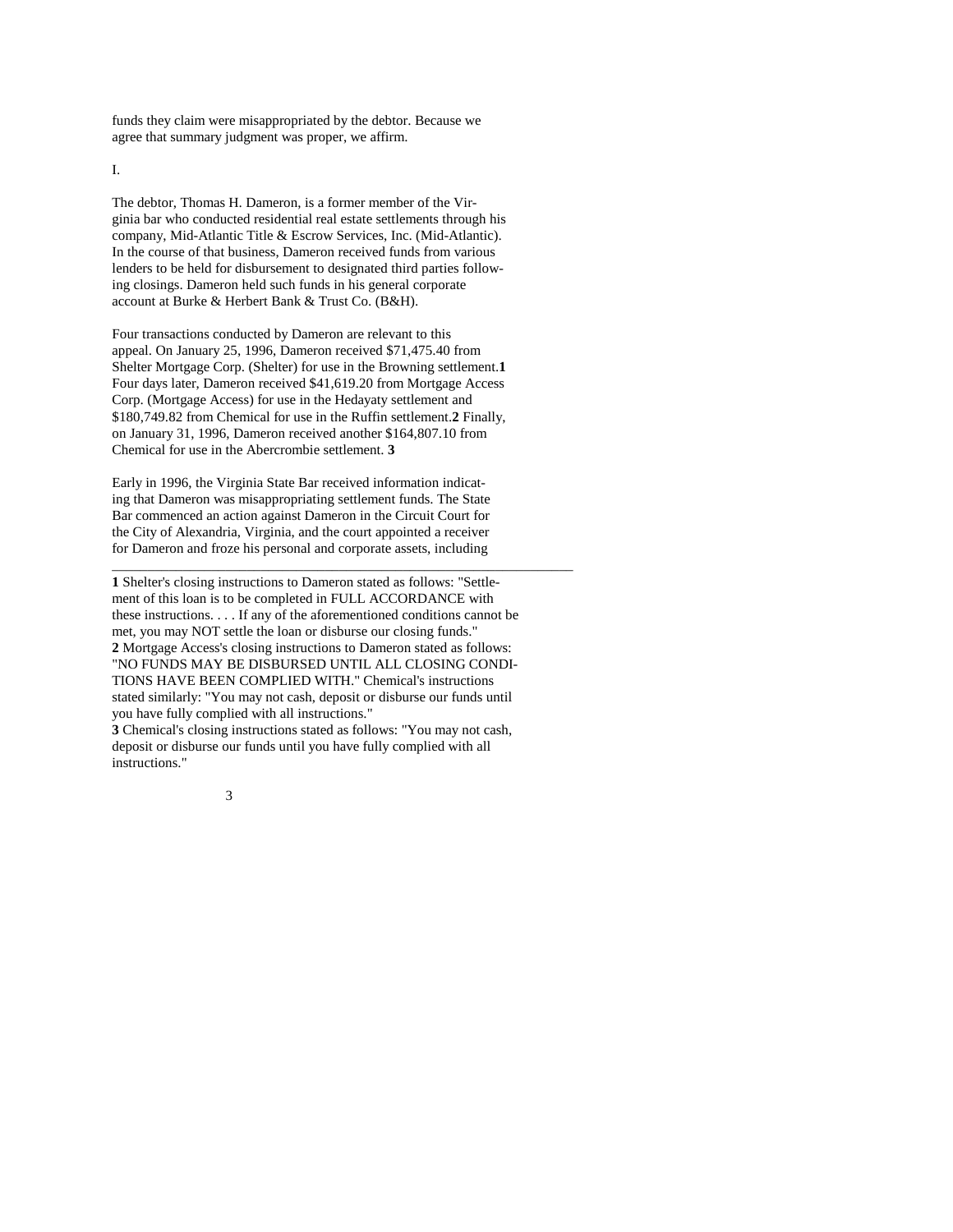funds they claim were misappropriated by the debtor. Because we agree that summary judgment was proper, we affirm.

I.

The debtor, Thomas H. Dameron, is a former member of the Virginia bar who conducted residential real estate settlements through his company, Mid-Atlantic Title & Escrow Services, Inc. (Mid-Atlantic). In the course of that business, Dameron received funds from various lenders to be held for disbursement to designated third parties following closings. Dameron held such funds in his general corporate account at Burke & Herbert Bank & Trust Co. (B&H).

Four transactions conducted by Dameron are relevant to this appeal. On January 25, 1996, Dameron received $71,475.40 from Shelter Mortgage Corp. (Shelter) for use in the Browning settlement.[1] Four days later, Dameron received $41,619.20 from Mortgage Access Corp. (Mortgage Access) for use in the Hedayaty settlement and $180,749.82 from Chemical for use in the Ruffin settlement.[2] Finally, on January 31, 1996, Dameron received another $164,807.10 from Chemical for use in the Abercrombie settlement.[3]

Early in 1996, the Virginia State Bar received information indicating that Dameron was misappropriating settlement funds. The State Bar commenced an action against Dameron in the Circuit Court for the City of Alexandria, Virginia, and the court appointed a receiver for Dameron and froze his personal and corporate assets, including

---

**1** Shelter's closing instructions to Dameron stated as follows: "Settlement of this loan is to be completed in FULL ACCORDANCE with these instructions. . . . If any of the aforementioned conditions cannot be met, you may NOT settle the loan or disburse our closing funds."

**2** Mortgage Access's closing instructions to Dameron stated as follows: "NO FUNDS MAY BE DISBURSED UNTIL ALL CLOSING CONDITIONS HAVE BEEN COMPLIED WITH." Chemical's instructions stated similarly: "You may not cash, deposit or disburse our funds until you have fully complied with all instructions."

**3** Chemical's closing instructions stated as follows: "You may not cash, deposit or disburse our funds until you have fully complied with all instructions."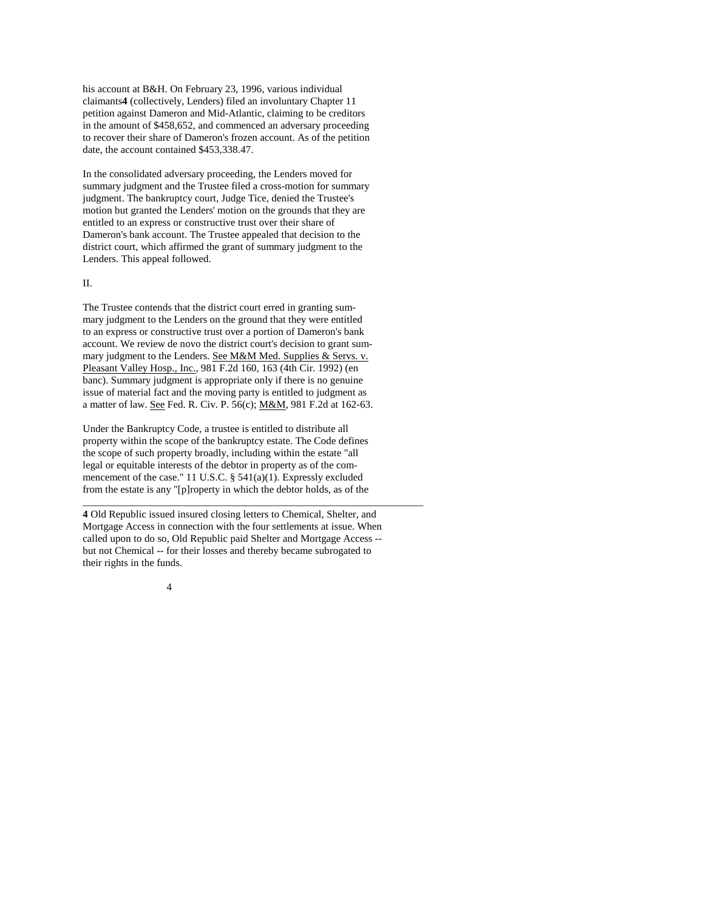his account at B&H. On February 23, 1996, various individual claimants[4] (collectively, Lenders) filed an involuntary Chapter 11 petition against Dameron and Mid-Atlantic, claiming to be creditors in the amount of $458,652, and commenced an adversary proceeding to recover their share of Dameron's frozen account. As of the petition date, the account contained $453,338.47.

In the consolidated adversary proceeding, the Lenders moved for summary judgment and the Trustee filed a cross-motion for summary judgment. The bankruptcy court, Judge Tice, denied the Trustee's motion but granted the Lenders' motion on the grounds that they are entitled to an express or constructive trust over their share of Dameron's bank account. The Trustee appealed that decision to the district court, which affirmed the grant of summary judgment to the Lenders. This appeal followed.

II.

The Trustee contends that the district court erred in granting summary judgment to the Lenders on the ground that they were entitled to an express or constructive trust over a portion of Dameron's bank account. We review de novo the district court's decision to grant summary judgment to the Lenders. See M&M Med. Supplies & Servs. v. Pleasant Valley Hosp., Inc., 981 F.2d 160, 163 (4th Cir. 1992) (en banc). Summary judgment is appropriate only if there is no genuine issue of material fact and the moving party is entitled to judgment as a matter of law. See Fed. R. Civ. P. 56(c); M&M, 981 F.2d at 162-63.

Under the Bankruptcy Code, a trustee is entitled to distribute all property within the scope of the bankruptcy estate. The Code defines the scope of such property broadly, including within the estate "all legal or equitable interests of the debtor in property as of the commencement of the case." 11 U.S.C. § 541(a)(1). Expressly excluded from the estate is any "[p]roperty in which the debtor holds, as of the

---

**4** Old Republic issued insured closing letters to Chemical, Shelter, and Mortgage Access in connection with the four settlements at issue. When called upon to do so, Old Republic paid Shelter and Mortgage Access -- but not Chemical -- for their losses and thereby became subrogated to their rights in the funds.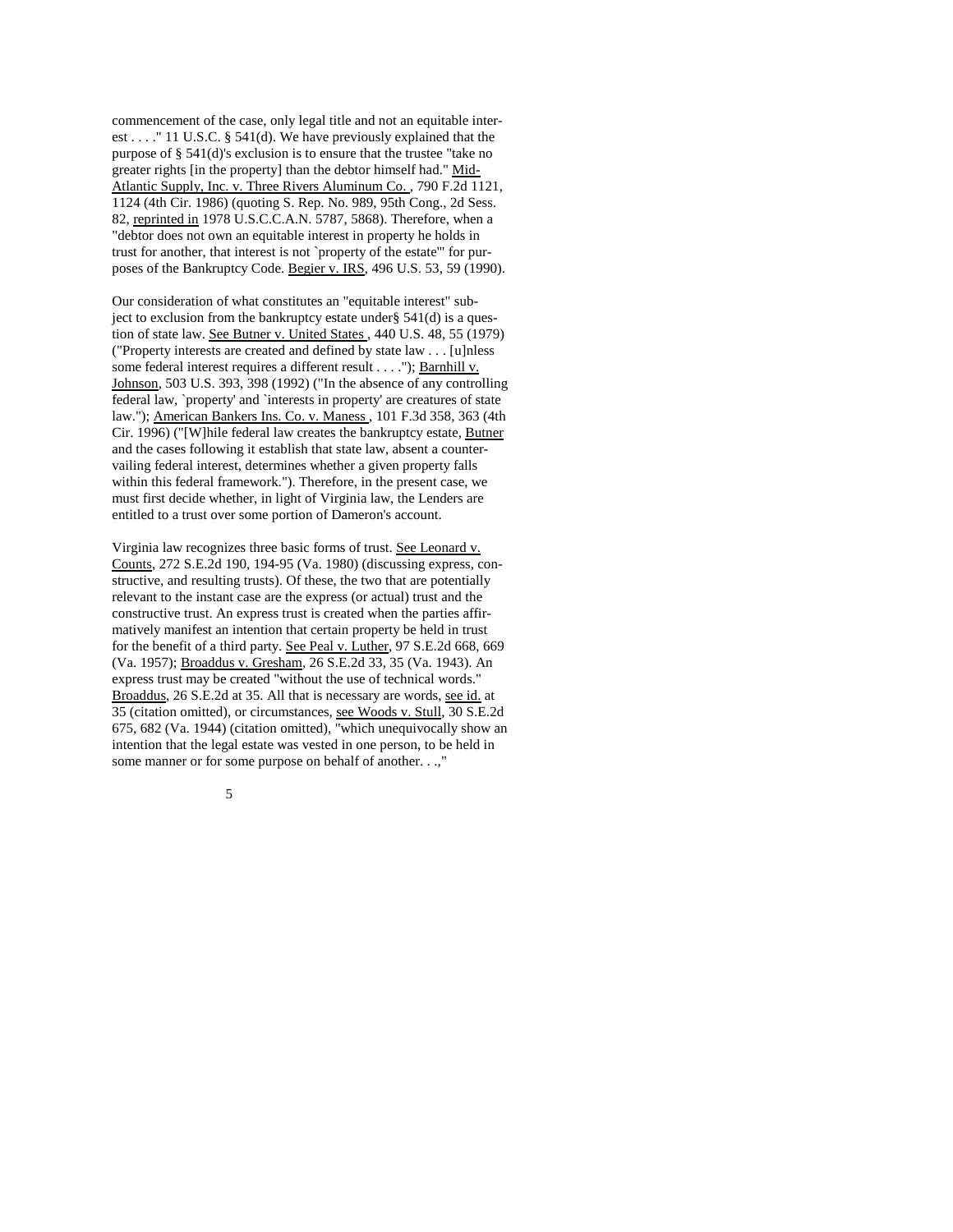commencement of the case, only legal title and not an equitable interest . . . ." 11 U.S.C. § 541(d). We have previously explained that the purpose of § 541(d)'s exclusion is to ensure that the trustee "take no greater rights [in the property] than the debtor himself had." Mid-Atlantic Supply, Inc. v. Three Rivers Aluminum Co. , 790 F.2d 1121, 1124 (4th Cir. 1986) (quoting S. Rep. No. 989, 95th Cong., 2d Sess. 82, reprinted in 1978 U.S.C.C.A.N. 5787, 5868). Therefore, when a "debtor does not own an equitable interest in property he holds in trust for another, that interest is not `property of the estate'" for purposes of the Bankruptcy Code. Begier v. IRS, 496 U.S. 53, 59 (1990).

Our consideration of what constitutes an "equitable interest" subject to exclusion from the bankruptcy estate under§ 541(d) is a question of state law. See Butner v. United States , 440 U.S. 48, 55 (1979) ("Property interests are created and defined by state law . . . [u]nless some federal interest requires a different result . . . ."); Barnhill v. Johnson, 503 U.S. 393, 398 (1992) ("In the absence of any controlling federal law, `property' and `interests in property' are creatures of state law."); American Bankers Ins. Co. v. Maness , 101 F.3d 358, 363 (4th Cir. 1996) ("[W]hile federal law creates the bankruptcy estate, Butner and the cases following it establish that state law, absent a countervailing federal interest, determines whether a given property falls within this federal framework."). Therefore, in the present case, we must first decide whether, in light of Virginia law, the Lenders are entitled to a trust over some portion of Dameron's account.

Virginia law recognizes three basic forms of trust. See Leonard v. Counts, 272 S.E.2d 190, 194-95 (Va. 1980) (discussing express, constructive, and resulting trusts). Of these, the two that are potentially relevant to the instant case are the express (or actual) trust and the constructive trust. An express trust is created when the parties affirmatively manifest an intention that certain property be held in trust for the benefit of a third party. See Peal v. Luther, 97 S.E.2d 668, 669 (Va. 1957); Broaddus v. Gresham, 26 S.E.2d 33, 35 (Va. 1943). An express trust may be created "without the use of technical words." Broaddus, 26 S.E.2d at 35. All that is necessary are words, see id. at 35 (citation omitted), or circumstances, see Woods v. Stull, 30 S.E.2d 675, 682 (Va. 1944) (citation omitted), "which unequivocally show an intention that the legal estate was vested in one person, to be held in some manner or for some purpose on behalf of another. . .,"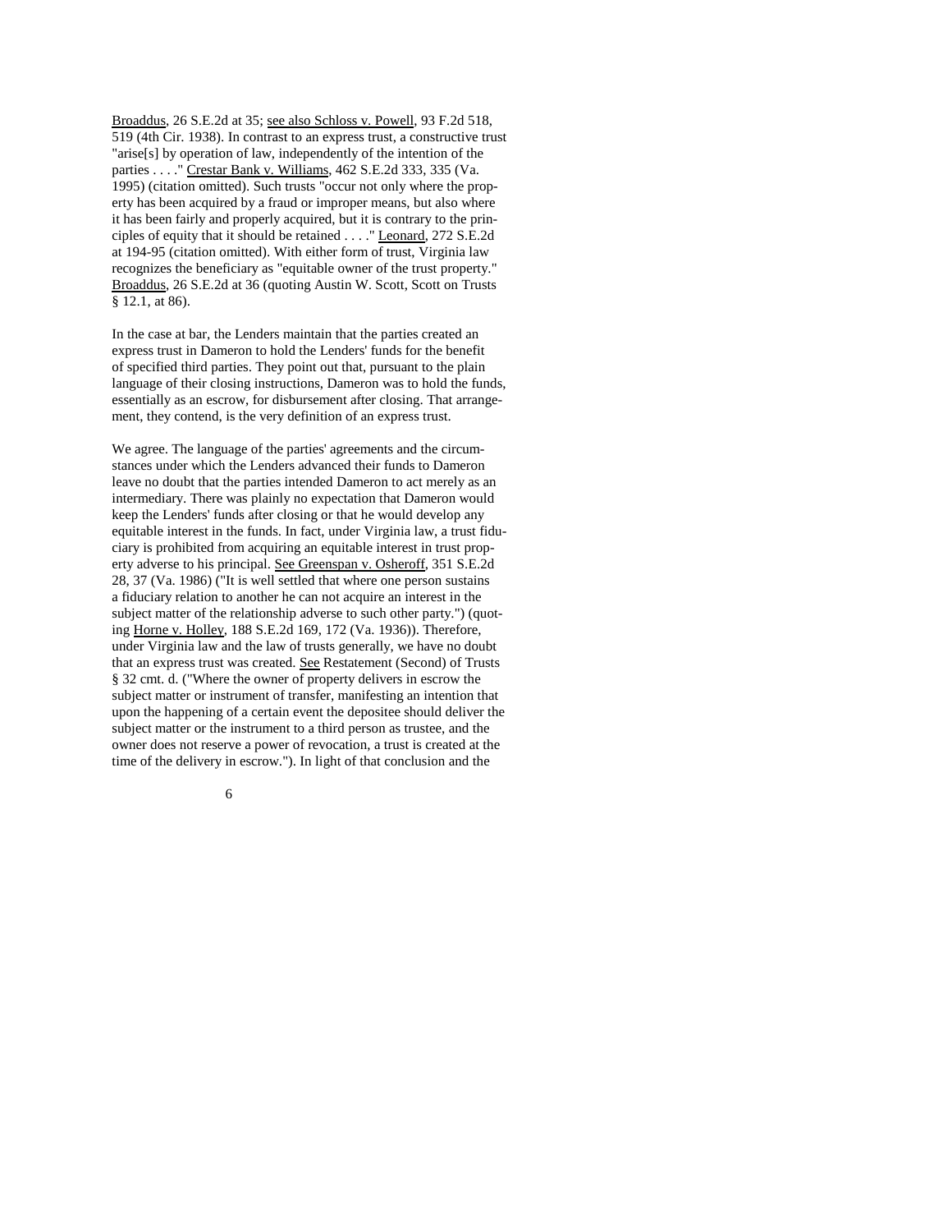Broaddus, 26 S.E.2d at 35; see also Schloss v. Powell, 93 F.2d 518, 519 (4th Cir. 1938). In contrast to an express trust, a constructive trust "arise[s] by operation of law, independently of the intention of the parties . . . ." Crestar Bank v. Williams, 462 S.E.2d 333, 335 (Va. 1995) (citation omitted). Such trusts "occur not only where the property has been acquired by a fraud or improper means, but also where it has been fairly and properly acquired, but it is contrary to the principles of equity that it should be retained . . . ." Leonard, 272 S.E.2d at 194-95 (citation omitted). With either form of trust, Virginia law recognizes the beneficiary as "equitable owner of the trust property." Broaddus, 26 S.E.2d at 36 (quoting Austin W. Scott, Scott on Trusts § 12.1, at 86).

In the case at bar, the Lenders maintain that the parties created an express trust in Dameron to hold the Lenders' funds for the benefit of specified third parties. They point out that, pursuant to the plain language of their closing instructions, Dameron was to hold the funds, essentially as an escrow, for disbursement after closing. That arrangement, they contend, is the very definition of an express trust.

We agree. The language of the parties' agreements and the circumstances under which the Lenders advanced their funds to Dameron leave no doubt that the parties intended Dameron to act merely as an intermediary. There was plainly no expectation that Dameron would keep the Lenders' funds after closing or that he would develop any equitable interest in the funds. In fact, under Virginia law, a trust fiduciary is prohibited from acquiring an equitable interest in trust property adverse to his principal. See Greenspan v. Osheroff, 351 S.E.2d 28, 37 (Va. 1986) ("It is well settled that where one person sustains a fiduciary relation to another he can not acquire an interest in the subject matter of the relationship adverse to such other party.") (quoting Horne v. Holley, 188 S.E.2d 169, 172 (Va. 1936)). Therefore, under Virginia law and the law of trusts generally, we have no doubt that an express trust was created. See Restatement (Second) of Trusts § 32 cmt. d. ("Where the owner of property delivers in escrow the subject matter or instrument of transfer, manifesting an intention that upon the happening of a certain event the depositee should deliver the subject matter or the instrument to a third person as trustee, and the owner does not reserve a power of revocation, a trust is created at the time of the delivery in escrow."). In light of that conclusion and the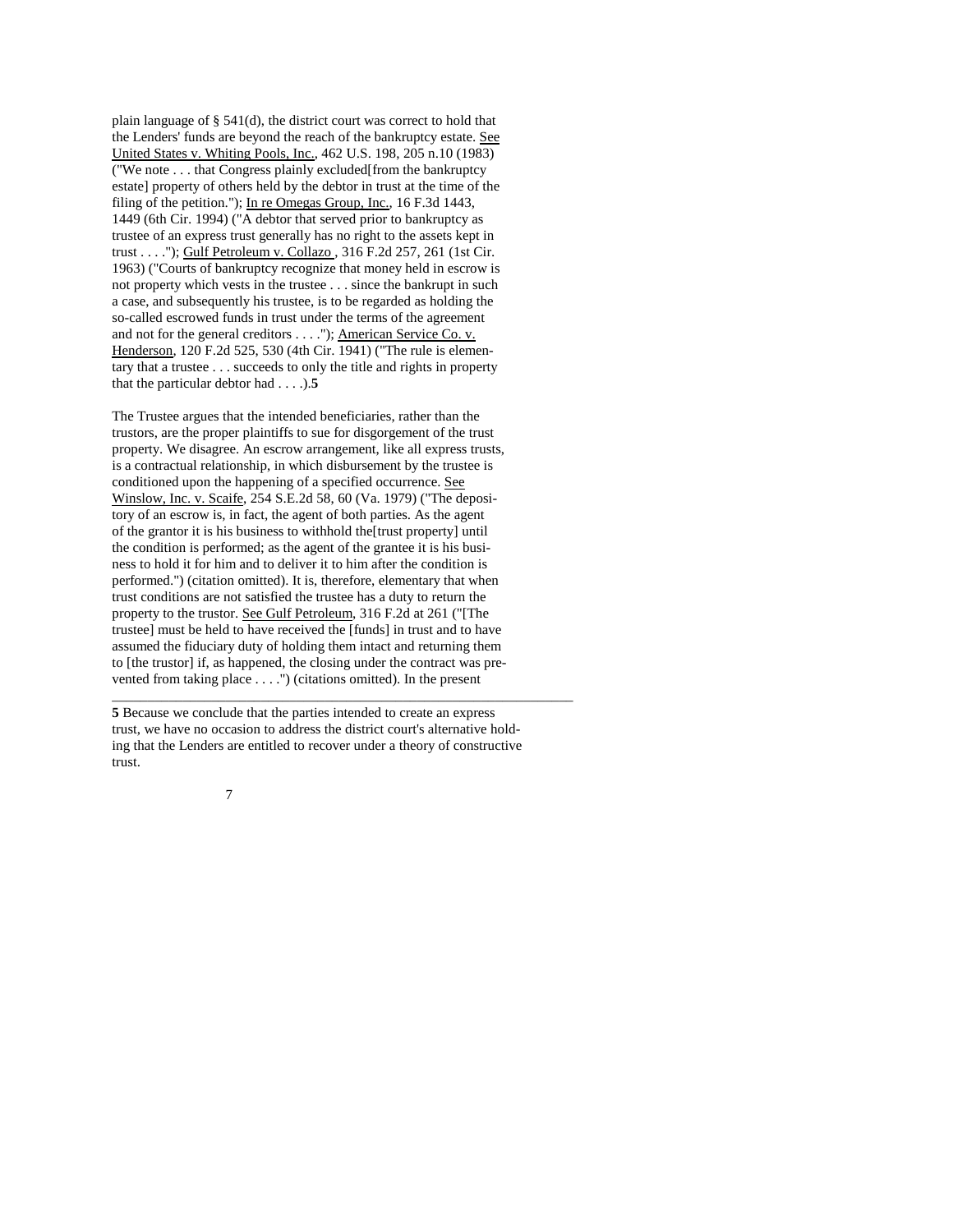plain language of § 541(d), the district court was correct to hold that the Lenders' funds are beyond the reach of the bankruptcy estate. See United States v. Whiting Pools, Inc., 462 U.S. 198, 205 n.10 (1983) ("We note . . . that Congress plainly excluded[from the bankruptcy estate] property of others held by the debtor in trust at the time of the filing of the petition."); In re Omegas Group, Inc., 16 F.3d 1443, 1449 (6th Cir. 1994) ("A debtor that served prior to bankruptcy as trustee of an express trust generally has no right to the assets kept in trust . . . ."); Gulf Petroleum v. Collazo , 316 F.2d 257, 261 (1st Cir. 1963) ("Courts of bankruptcy recognize that money held in escrow is not property which vests in the trustee . . . since the bankrupt in such a case, and subsequently his trustee, is to be regarded as holding the so-called escrowed funds in trust under the terms of the agreement and not for the general creditors . . . ."); American Service Co. v. Henderson, 120 F.2d 525, 530 (4th Cir. 1941) ("The rule is elementary that a trustee . . . succeeds to only the title and rights in property that the particular debtor had . . . .).**5**

The Trustee argues that the intended beneficiaries, rather than the trustors, are the proper plaintiffs to sue for disgorgement of the trust property. We disagree. An escrow arrangement, like all express trusts, is a contractual relationship, in which disbursement by the trustee is conditioned upon the happening of a specified occurrence. See Winslow, Inc. v. Scaife, 254 S.E.2d 58, 60 (Va. 1979) ("The depository of an escrow is, in fact, the agent of both parties. As the agent of the grantor it is his business to withhold the[trust property] until the condition is performed; as the agent of the grantee it is his business to hold it for him and to deliver it to him after the condition is performed.") (citation omitted). It is, therefore, elementary that when trust conditions are not satisfied the trustee has a duty to return the property to the trustor. See Gulf Petroleum, 316 F.2d at 261 ("[The trustee] must be held to have received the [funds] in trust and to have assumed the fiduciary duty of holding them intact and returning them to [the trustor] if, as happened, the closing under the contract was prevented from taking place . . . .") (citations omitted). In the present

---

**5** Because we conclude that the parties intended to create an express trust, we have no occasion to address the district court's alternative holding that the Lenders are entitled to recover under a theory of constructive trust.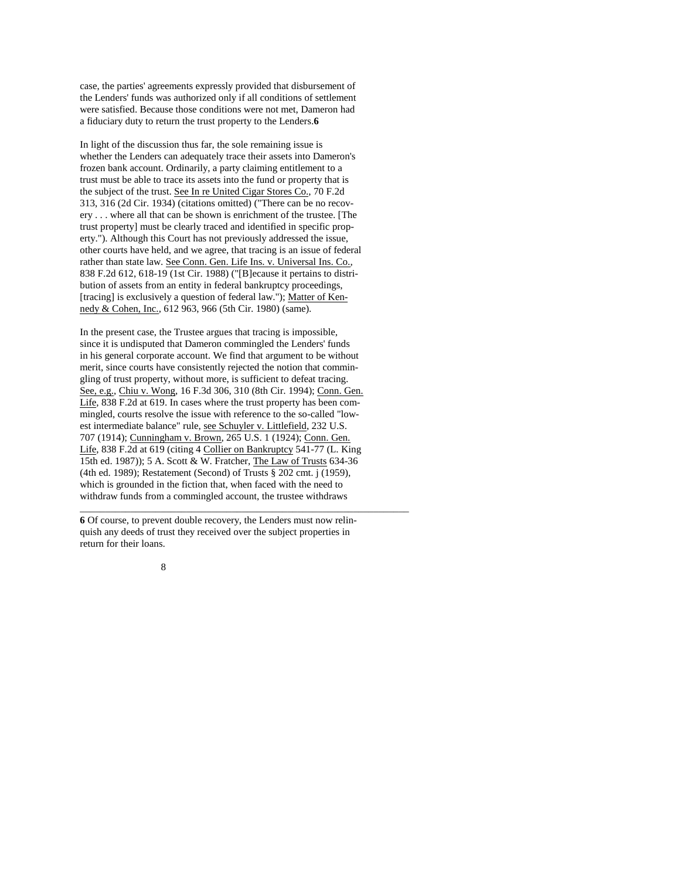case, the parties' agreements expressly provided that disbursement of the Lenders' funds was authorized only if all conditions of settlement were satisfied. Because those conditions were not met, Dameron had a fiduciary duty to return the trust property to the Lenders.**6**

In light of the discussion thus far, the sole remaining issue is whether the Lenders can adequately trace their assets into Dameron's frozen bank account. Ordinarily, a party claiming entitlement to a trust must be able to trace its assets into the fund or property that is the subject of the trust. See In re United Cigar Stores Co., 70 F.2d 313, 316 (2d Cir. 1934) (citations omitted) ("There can be no recovery . . . where all that can be shown is enrichment of the trustee. [The trust property] must be clearly traced and identified in specific property."). Although this Court has not previously addressed the issue, other courts have held, and we agree, that tracing is an issue of federal rather than state law. See Conn. Gen. Life Ins. v. Universal Ins. Co., 838 F.2d 612, 618-19 (1st Cir. 1988) ("[B]ecause it pertains to distribution of assets from an entity in federal bankruptcy proceedings, [tracing] is exclusively a question of federal law."); Matter of Kennedy & Cohen, Inc., 612 963, 966 (5th Cir. 1980) (same).

In the present case, the Trustee argues that tracing is impossible, since it is undisputed that Dameron commingled the Lenders' funds in his general corporate account. We find that argument to be without merit, since courts have consistently rejected the notion that commingling of trust property, without more, is sufficient to defeat tracing. See, e.g., Chiu v. Wong, 16 F.3d 306, 310 (8th Cir. 1994); Conn. Gen. Life, 838 F.2d at 619. In cases where the trust property has been commingled, courts resolve the issue with reference to the so-called "lowest intermediate balance" rule, see Schuyler v. Littlefield, 232 U.S. 707 (1914); Cunningham v. Brown, 265 U.S. 1 (1924); Conn. Gen. Life, 838 F.2d at 619 (citing 4 Collier on Bankruptcy 541-77 (L. King 15th ed. 1987)); 5 A. Scott & W. Fratcher, The Law of Trusts 634-36 (4th ed. 1989); Restatement (Second) of Trusts § 202 cmt. j (1959), which is grounded in the fiction that, when faced with the need to withdraw funds from a commingled account, the trustee withdraws

---

**6** Of course, to prevent double recovery, the Lenders must now relinquish any deeds of trust they received over the subject properties in return for their loans.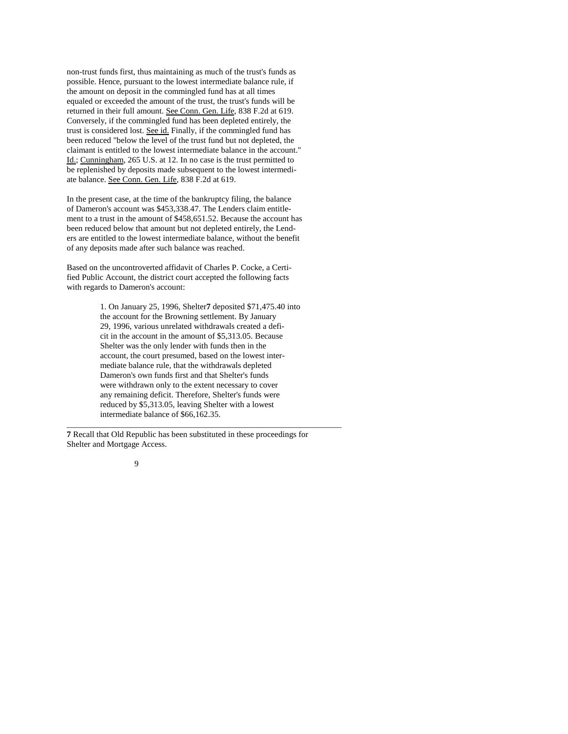non-trust funds first, thus maintaining as much of the trust's funds as possible. Hence, pursuant to the lowest intermediate balance rule, if the amount on deposit in the commingled fund has at all times equaled or exceeded the amount of the trust, the trust's funds will be returned in their full amount. See Conn. Gen. Life, 838 F.2d at 619. Conversely, if the commingled fund has been depleted entirely, the trust is considered lost. See id. Finally, if the commingled fund has been reduced "below the level of the trust fund but not depleted, the claimant is entitled to the lowest intermediate balance in the account." Id.; Cunningham, 265 U.S. at 12. In no case is the trust permitted to be replenished by deposits made subsequent to the lowest intermediate balance. See Conn. Gen. Life, 838 F.2d at 619.

In the present case, at the time of the bankruptcy filing, the balance of Dameron's account was $453,338.47. The Lenders claim entitlement to a trust in the amount of $458,651.52. Because the account has been reduced below that amount but not depleted entirely, the Lenders are entitled to the lowest intermediate balance, without the benefit of any deposits made after such balance was reached.

Based on the uncontroverted affidavit of Charles P. Cocke, a Certified Public Account, the district court accepted the following facts with regards to Dameron's account:

> 1. On January 25, 1996, Shelter[7] deposited $71,475.40 into the account for the Browning settlement. By January 29, 1996, various unrelated withdrawals created a deficit in the account in the amount of $5,313.05. Because Shelter was the only lender with funds then in the account, the court presumed, based on the lowest intermediate balance rule, that the withdrawals depleted Dameron's own funds first and that Shelter's funds were withdrawn only to the extent necessary to cover any remaining deficit. Therefore, Shelter's funds were reduced by $5,313.05, leaving Shelter with a lowest intermediate balance of $66,162.35.

---

**7** Recall that Old Republic has been substituted in these proceedings for Shelter and Mortgage Access.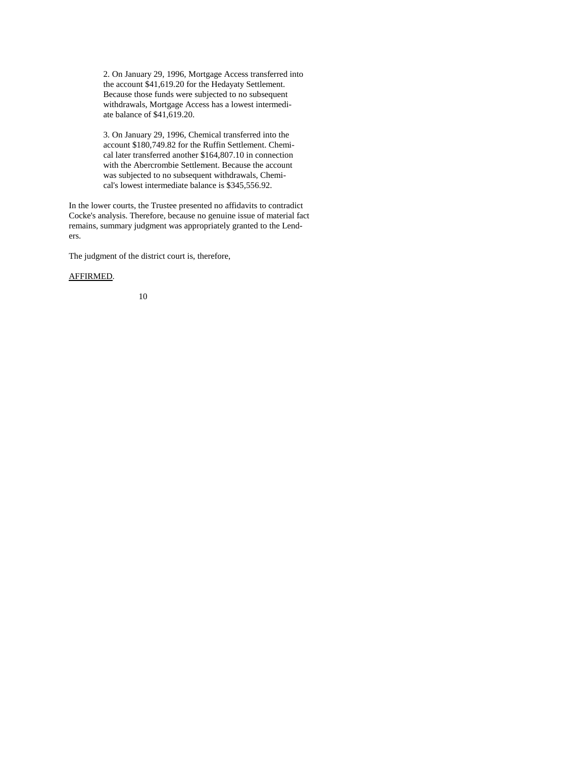2. On January 29, 1996, Mortgage Access transferred into the account $41,619.20 for the Hedayaty Settlement. Because those funds were subjected to no subsequent withdrawals, Mortgage Access has a lowest intermediate balance of $41,619.20.

3. On January 29, 1996, Chemical transferred into the account $180,749.82 for the Ruffin Settlement. Chemical later transferred another $164,807.10 in connection with the Abercrombie Settlement. Because the account was subjected to no subsequent withdrawals, Chemical's lowest intermediate balance is $345,556.92.

In the lower courts, the Trustee presented no affidavits to contradict Cocke's analysis. Therefore, because no genuine issue of material fact remains, summary judgment was appropriately granted to the Lenders.

The judgment of the district court is, therefore,

AFFIRMED.